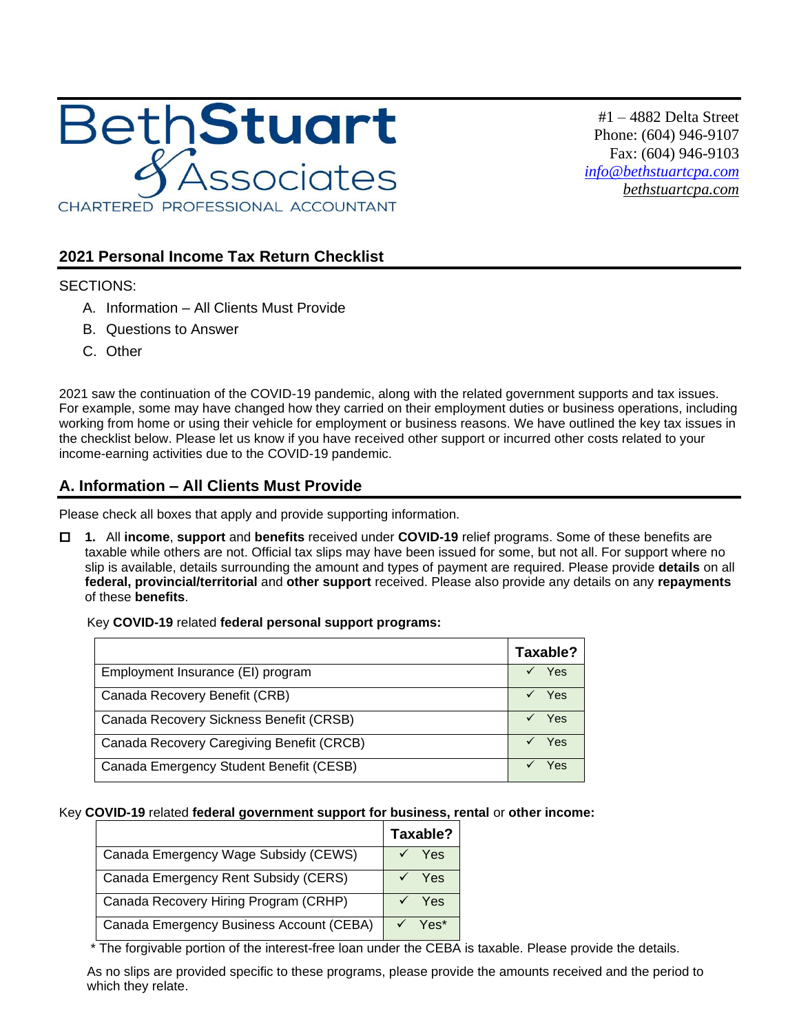# BethStuart & Associates

CHARTERED PROFESSIONAL ACCOUNTANT

#1 – 4882 Delta Street
Phone: (604) 946-9107
Fax: (604) 946-9103
*info@bethstuartcpa.com*
*bethstuartcpa.com*

## 2021 Personal Income Tax Return Checklist

SECTIONS:

A. Information – All Clients Must Provide
B. Questions to Answer
C. Other

2021 saw the continuation of the COVID-19 pandemic, along with the related government supports and tax issues. For example, some may have changed how they carried on their employment duties or business operations, including working from home or using their vehicle for employment or business reasons. We have outlined the key tax issues in the checklist below. Please let us know if you have received other support or incurred other costs related to your income-earning activities due to the COVID-19 pandemic.

## A. Information – All Clients Must Provide

Please check all boxes that apply and provide supporting information.

☐ **1.** All **income**, **support** and **benefits** received under **COVID-19** relief programs. Some of these benefits are taxable while others are not. Official tax slips may have been issued for some, but not all. For support where no slip is available, details surrounding the amount and types of payment are required. Please provide **details** on all **federal, provincial/territorial** and **other support** received. Please also provide any details on any **repayments** of these **benefits**.

Key **COVID-19** related **federal personal support programs:**

| | Taxable? |
|---|---|
| Employment Insurance (EI) program | ✓ Yes |
| Canada Recovery Benefit (CRB) | ✓ Yes |
| Canada Recovery Sickness Benefit (CRSB) | ✓ Yes |
| Canada Recovery Caregiving Benefit (CRCB) | ✓ Yes |
| Canada Emergency Student Benefit (CESB) | ✓ Yes |

Key **COVID-19** related **federal government support for business, rental** or **other income:**

| | Taxable? |
|---|---|
| Canada Emergency Wage Subsidy (CEWS) | ✓ Yes |
| Canada Emergency Rent Subsidy (CERS) | ✓ Yes |
| Canada Recovery Hiring Program (CRHP) | ✓ Yes |
| Canada Emergency Business Account (CEBA) | ✓ Yes* |

\* The forgivable portion of the interest-free loan under the CEBA is taxable. Please provide the details.

As no slips are provided specific to these programs, please provide the amounts received and the period to which they relate.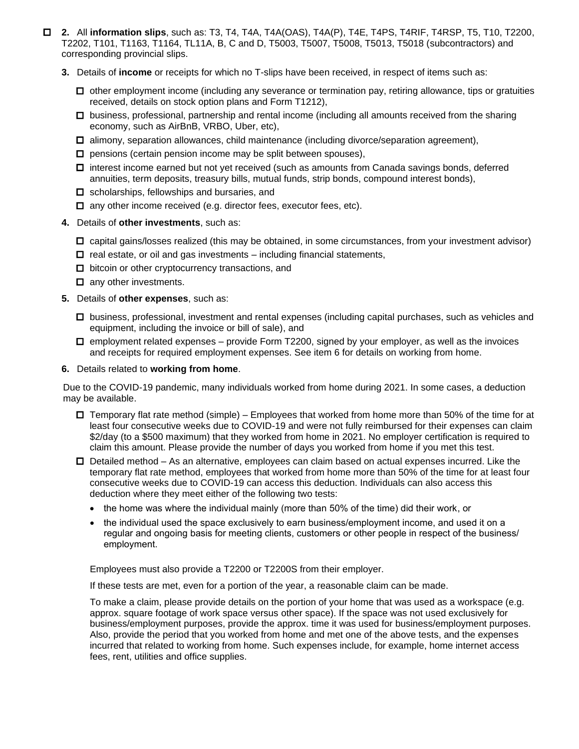- ☐ **2.** All **information slips**, such as: T3, T4, T4A, T4A(OAS), T4A(P), T4E, T4PS, T4RIF, T4RSP, T5, T10, T2200, T2202, T101, T1163, T1164, TL11A, B, C and D, T5003, T5007, T5008, T5013, T5018 (subcontractors) and corresponding provincial slips.

**3.** Details of **income** or receipts for which no T-slips have been received, in respect of items such as:

- ☐ other employment income (including any severance or termination pay, retiring allowance, tips or gratuities received, details on stock option plans and Form T1212),
- ☐ business, professional, partnership and rental income (including all amounts received from the sharing economy, such as AirBnB, VRBO, Uber, etc),
- ☐ alimony, separation allowances, child maintenance (including divorce/separation agreement),
- ☐ pensions (certain pension income may be split between spouses),
- ☐ interest income earned but not yet received (such as amounts from Canada savings bonds, deferred annuities, term deposits, treasury bills, mutual funds, strip bonds, compound interest bonds),
- ☐ scholarships, fellowships and bursaries, and
- ☐ any other income received (e.g. director fees, executor fees, etc).

**4.** Details of **other investments**, such as:

- ☐ capital gains/losses realized (this may be obtained, in some circumstances, from your investment advisor)
- ☐ real estate, or oil and gas investments – including financial statements,
- ☐ bitcoin or other cryptocurrency transactions, and
- ☐ any other investments.

**5.** Details of **other expenses**, such as:

- ☐ business, professional, investment and rental expenses (including capital purchases, such as vehicles and equipment, including the invoice or bill of sale), and
- ☐ employment related expenses – provide Form T2200, signed by your employer, as well as the invoices and receipts for required employment expenses. See item 6 for details on working from home.

**6.** Details related to **working from home**.

Due to the COVID-19 pandemic, many individuals worked from home during 2021. In some cases, a deduction may be available.

- ☐ Temporary flat rate method (simple) – Employees that worked from home more than 50% of the time for at least four consecutive weeks due to COVID-19 and were not fully reimbursed for their expenses can claim $2/day (to a $500 maximum) that they worked from home in 2021. No employer certification is required to claim this amount. Please provide the number of days you worked from home if you met this test.
- ☐ Detailed method – As an alternative, employees can claim based on actual expenses incurred. Like the temporary flat rate method, employees that worked from home more than 50% of the time for at least four consecutive weeks due to COVID-19 can access this deduction. Individuals can also access this deduction where they meet either of the following two tests:
  - the home was where the individual mainly (more than 50% of the time) did their work, or
  - the individual used the space exclusively to earn business/employment income, and used it on a regular and ongoing basis for meeting clients, customers or other people in respect of the business/employment.

  Employees must also provide a T2200 or T2200S from their employer.

  If these tests are met, even for a portion of the year, a reasonable claim can be made.

  To make a claim, please provide details on the portion of your home that was used as a workspace (e.g. approx. square footage of work space versus other space). If the space was not used exclusively for business/employment purposes, provide the approx. time it was used for business/employment purposes. Also, provide the period that you worked from home and met one of the above tests, and the expenses incurred that related to working from home. Such expenses include, for example, home internet access fees, rent, utilities and office supplies.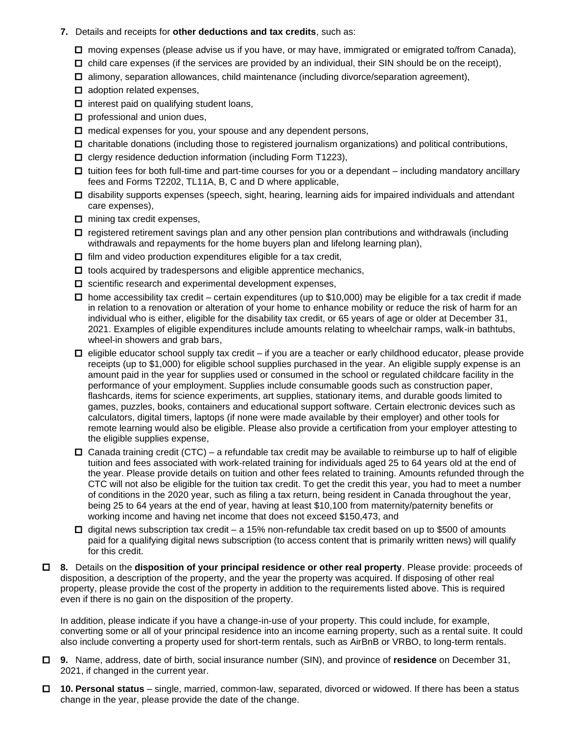7. Details and receipts for **other deductions and tax credits**, such as:

- ☐ moving expenses (please advise us if you have, or may have, immigrated or emigrated to/from Canada),
- ☐ child care expenses (if the services are provided by an individual, their SIN should be on the receipt),
- ☐ alimony, separation allowances, child maintenance (including divorce/separation agreement),
- ☐ adoption related expenses,
- ☐ interest paid on qualifying student loans,
- ☐ professional and union dues,
- ☐ medical expenses for you, your spouse and any dependent persons,
- ☐ charitable donations (including those to registered journalism organizations) and political contributions,
- ☐ clergy residence deduction information (including Form T1223),
- ☐ tuition fees for both full-time and part-time courses for you or a dependant – including mandatory ancillary fees and Forms T2202, TL11A, B, C and D where applicable,
- ☐ disability supports expenses (speech, sight, hearing, learning aids for impaired individuals and attendant care expenses),
- ☐ mining tax credit expenses,
- ☐ registered retirement savings plan and any other pension plan contributions and withdrawals (including withdrawals and repayments for the home buyers plan and lifelong learning plan),
- ☐ film and video production expenditures eligible for a tax credit,
- ☐ tools acquired by tradespersons and eligible apprentice mechanics,
- ☐ scientific research and experimental development expenses,
- ☐ home accessibility tax credit – certain expenditures (up to $10,000) may be eligible for a tax credit if made in relation to a renovation or alteration of your home to enhance mobility or reduce the risk of harm for an individual who is either, eligible for the disability tax credit, or 65 years of age or older at December 31, 2021. Examples of eligible expenditures include amounts relating to wheelchair ramps, walk-in bathtubs, wheel-in showers and grab bars,
- ☐ eligible educator school supply tax credit – if you are a teacher or early childhood educator, please provide receipts (up to $1,000) for eligible school supplies purchased in the year. An eligible supply expense is an amount paid in the year for supplies used or consumed in the school or regulated childcare facility in the performance of your employment. Supplies include consumable goods such as construction paper, flashcards, items for science experiments, art supplies, stationary items, and durable goods limited to games, puzzles, books, containers and educational support software. Certain electronic devices such as calculators, digital timers, laptops (if none were made available by their employer) and other tools for remote learning would also be eligible. Please also provide a certification from your employer attesting to the eligible supplies expense,
- ☐ Canada training credit (CTC) – a refundable tax credit may be available to reimburse up to half of eligible tuition and fees associated with work-related training for individuals aged 25 to 64 years old at the end of the year. Please provide details on tuition and other fees related to training. Amounts refunded through the CTC will not also be eligible for the tuition tax credit. To get the credit this year, you had to meet a number of conditions in the 2020 year, such as filing a tax return, being resident in Canada throughout the year, being 25 to 64 years at the end of year, having at least $10,100 from maternity/paternity benefits or working income and having net income that does not exceed $150,473, and
- ☐ digital news subscription tax credit – a 15% non-refundable tax credit based on up to $500 of amounts paid for a qualifying digital news subscription (to access content that is primarily written news) will qualify for this credit.

☐ **8.** Details on the **disposition of your principal residence or other real property**. Please provide: proceeds of disposition, a description of the property, and the year the property was acquired. If disposing of other real property, please provide the cost of the property in addition to the requirements listed above. This is required even if there is no gain on the disposition of the property.

In addition, please indicate if you have a change-in-use of your property. This could include, for example, converting some or all of your principal residence into an income earning property, such as a rental suite. It could also include converting a property used for short-term rentals, such as AirBnB or VRBO, to long-term rentals.

☐ **9.** Name, address, date of birth, social insurance number (SIN), and province of **residence** on December 31, 2021, if changed in the current year.

☐ **10. Personal status** – single, married, common-law, separated, divorced or widowed. If there has been a status change in the year, please provide the date of the change.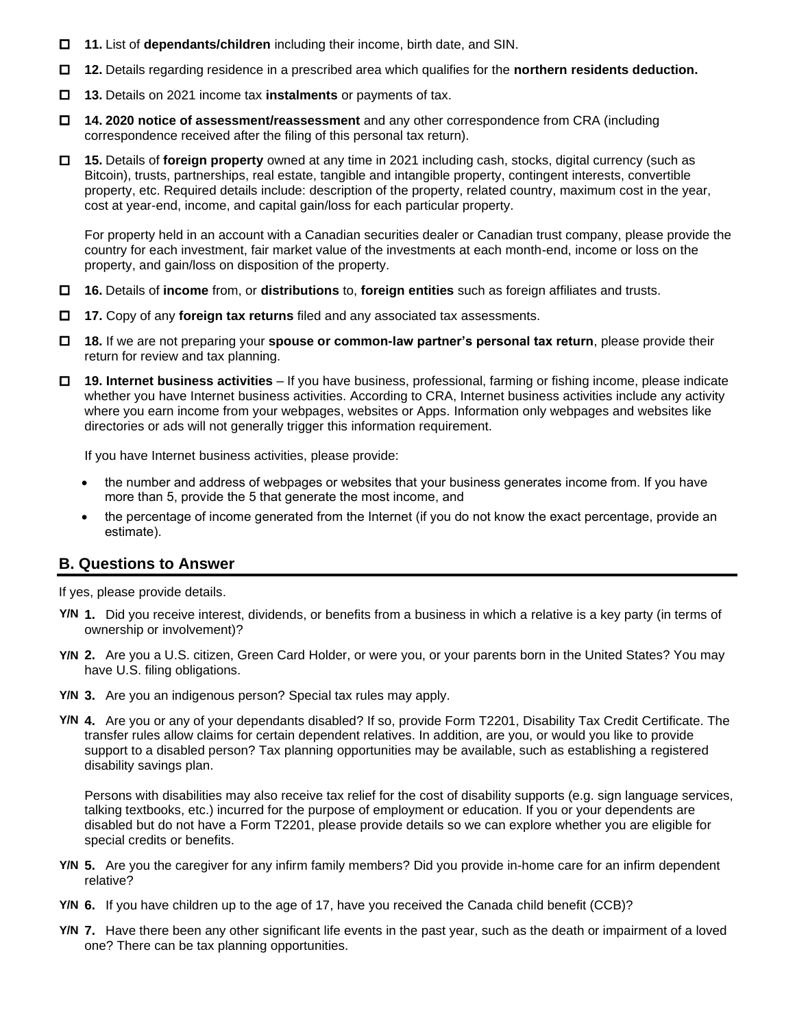- ☐ **11.** List of **dependants/children** including their income, birth date, and SIN.
- ☐ **12.** Details regarding residence in a prescribed area which qualifies for the **northern residents deduction.**
- ☐ **13.** Details on 2021 income tax **instalments** or payments of tax.
- ☐ **14. 2020 notice of assessment/reassessment** and any other correspondence from CRA (including correspondence received after the filing of this personal tax return).
- ☐ **15.** Details of **foreign property** owned at any time in 2021 including cash, stocks, digital currency (such as Bitcoin), trusts, partnerships, real estate, tangible and intangible property, contingent interests, convertible property, etc. Required details include: description of the property, related country, maximum cost in the year, cost at year-end, income, and capital gain/loss for each particular property.

  For property held in an account with a Canadian securities dealer or Canadian trust company, please provide the country for each investment, fair market value of the investments at each month-end, income or loss on the property, and gain/loss on disposition of the property.
- ☐ **16.** Details of **income** from, or **distributions** to, **foreign entities** such as foreign affiliates and trusts.
- ☐ **17.** Copy of any **foreign tax returns** filed and any associated tax assessments.
- ☐ **18.** If we are not preparing your **spouse or common-law partner's personal tax return**, please provide their return for review and tax planning.
- ☐ **19. Internet business activities** – If you have business, professional, farming or fishing income, please indicate whether you have Internet business activities. According to CRA, Internet business activities include any activity where you earn income from your webpages, websites or Apps. Information only webpages and websites like directories or ads will not generally trigger this information requirement.

  If you have Internet business activities, please provide:

  - the number and address of webpages or websites that your business generates income from. If you have more than 5, provide the 5 that generate the most income, and
  - the percentage of income generated from the Internet (if you do not know the exact percentage, provide an estimate).

## B. Questions to Answer

If yes, please provide details.

**Y/N 1.** Did you receive interest, dividends, or benefits from a business in which a relative is a key party (in terms of ownership or involvement)?

**Y/N 2.** Are you a U.S. citizen, Green Card Holder, or were you, or your parents born in the United States? You may have U.S. filing obligations.

**Y/N 3.** Are you an indigenous person? Special tax rules may apply.

**Y/N 4.** Are you or any of your dependants disabled? If so, provide Form T2201, Disability Tax Credit Certificate. The transfer rules allow claims for certain dependent relatives. In addition, are you, or would you like to provide support to a disabled person? Tax planning opportunities may be available, such as establishing a registered disability savings plan.

Persons with disabilities may also receive tax relief for the cost of disability supports (e.g. sign language services, talking textbooks, etc.) incurred for the purpose of employment or education. If you or your dependents are disabled but do not have a Form T2201, please provide details so we can explore whether you are eligible for special credits or benefits.

**Y/N 5.** Are you the caregiver for any infirm family members? Did you provide in-home care for an infirm dependent relative?

**Y/N 6.** If you have children up to the age of 17, have you received the Canada child benefit (CCB)?

**Y/N 7.** Have there been any other significant life events in the past year, such as the death or impairment of a loved one? There can be tax planning opportunities.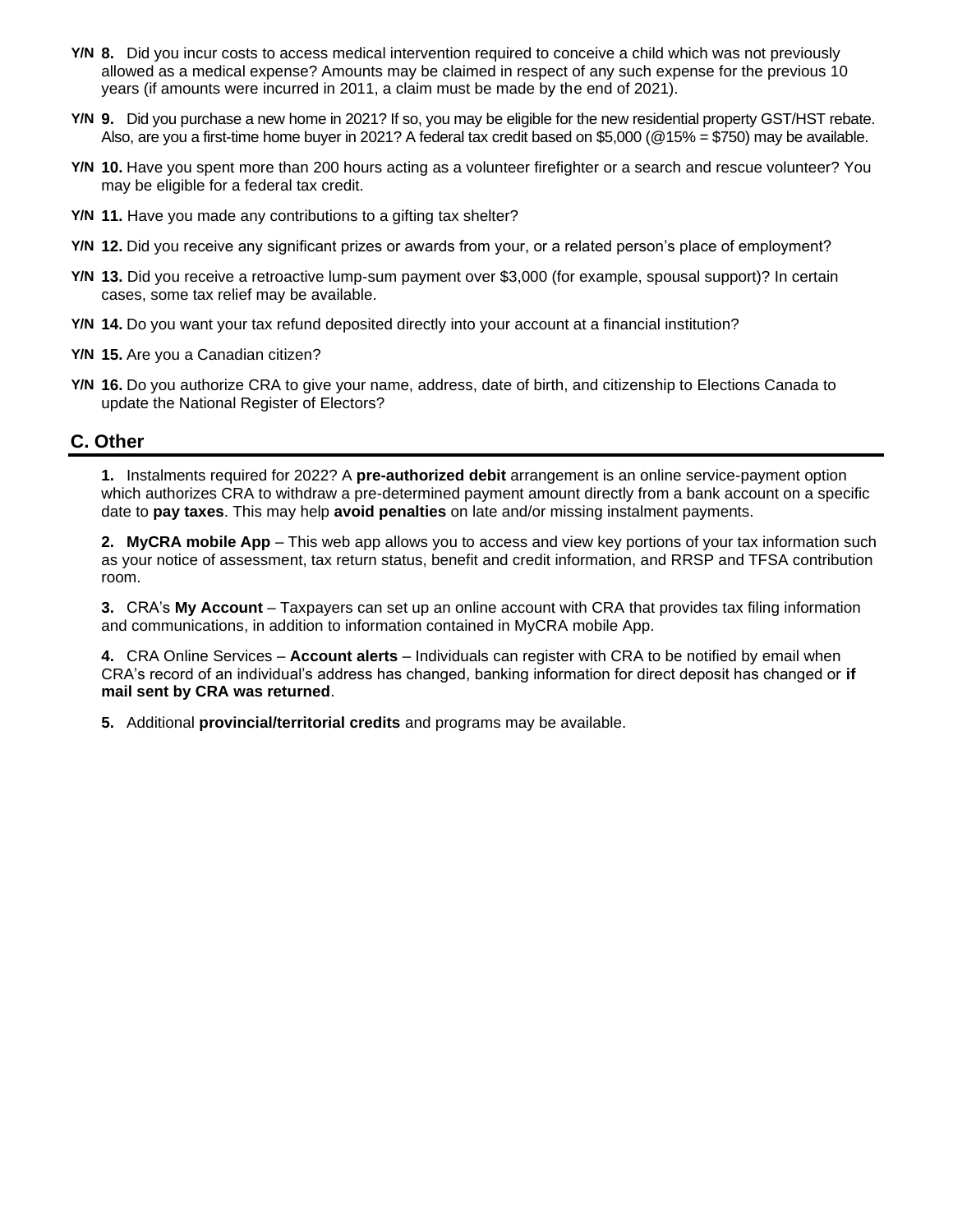**Y/N** **8.** Did you incur costs to access medical intervention required to conceive a child which was not previously allowed as a medical expense? Amounts may be claimed in respect of any such expense for the previous 10 years (if amounts were incurred in 2011, a claim must be made by the end of 2021).

**Y/N** **9.** Did you purchase a new home in 2021? If so, you may be eligible for the new residential property GST/HST rebate. Also, are you a first-time home buyer in 2021? A federal tax credit based on $5,000 (@15% = $750) may be available.

**Y/N** **10.** Have you spent more than 200 hours acting as a volunteer firefighter or a search and rescue volunteer? You may be eligible for a federal tax credit.

**Y/N** **11.** Have you made any contributions to a gifting tax shelter?

**Y/N** **12.** Did you receive any significant prizes or awards from your, or a related person's place of employment?

**Y/N** **13.** Did you receive a retroactive lump-sum payment over $3,000 (for example, spousal support)? In certain cases, some tax relief may be available.

**Y/N** **14.** Do you want your tax refund deposited directly into your account at a financial institution?

**Y/N** **15.** Are you a Canadian citizen?

**Y/N** **16.** Do you authorize CRA to give your name, address, date of birth, and citizenship to Elections Canada to update the National Register of Electors?

## C. Other

**1.** Instalments required for 2022? A **pre-authorized debit** arrangement is an online service-payment option which authorizes CRA to withdraw a pre-determined payment amount directly from a bank account on a specific date to **pay taxes**. This may help **avoid penalties** on late and/or missing instalment payments.

**2.** **MyCRA mobile App** – This web app allows you to access and view key portions of your tax information such as your notice of assessment, tax return status, benefit and credit information, and RRSP and TFSA contribution room.

**3.** CRA's **My Account** – Taxpayers can set up an online account with CRA that provides tax filing information and communications, in addition to information contained in MyCRA mobile App.

**4.** CRA Online Services – **Account alerts** – Individuals can register with CRA to be notified by email when CRA's record of an individual's address has changed, banking information for direct deposit has changed or **if mail sent by CRA was returned**.

**5.** Additional **provincial/territorial credits** and programs may be available.